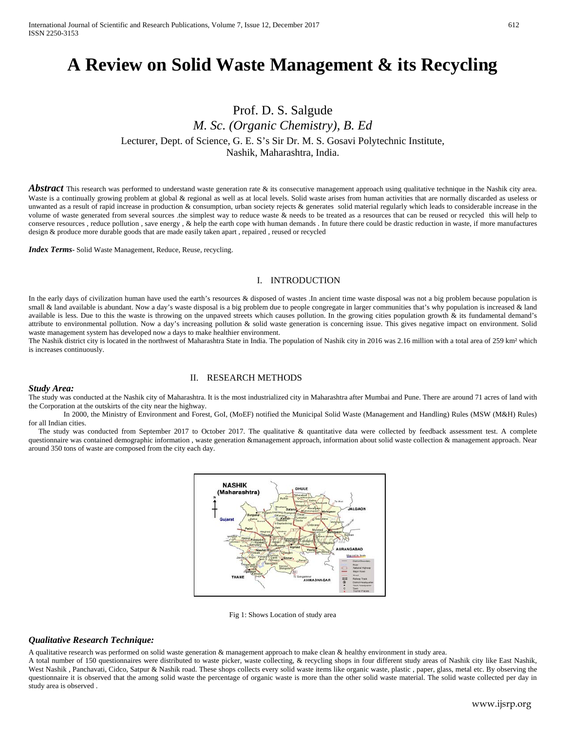# A Review on Solid Waste Management & its Recycling

Prof. D. S. Salgude

*M. Sc. (Organic Chemistry), B. Ed*

Lecturer, Dept. of Science, G. E. S's Sir Dr. M. S. Gosavi Polytechnic Institute, Nashik, Maharashtra, India.

***Abstract*** This research was performed to understand waste generation rate & its consecutive management approach using qualitative technique in the Nashik city area. Waste is a continually growing problem at global & regional as well as at local levels. Solid waste arises from human activities that are normally discarded as useless or unwanted as a result of rapid increase in production & consumption, urban society rejects & generates solid material regularly which leads to considerable increase in the volume of waste generated from several sources .the simplest way to reduce waste & needs to be treated as a resources that can be reused or recycled this will help to conserve resources , reduce pollution , save energy , & help the earth cope with human demands . In future there could be drastic reduction in waste, if more manufactures design & produce more durable goods that are made easily taken apart , repaired , reused or recycled

***Index Terms***- Solid Waste Management, Reduce, Reuse, recycling.

## I. INTRODUCTION

In the early days of civilization human have used the earth's resources & disposed of wastes .In ancient time waste disposal was not a big problem because population is small & land available is abundant. Now a day's waste disposal is a big problem due to people congregate in larger communities that's why population is increased & land available is less. Due to this the waste is throwing on the unpaved streets which causes pollution. In the growing cities population growth & its fundamental demand's attribute to environmental pollution. Now a day's increasing pollution & solid waste generation is concerning issue. This gives negative impact on environment. Solid waste management system has developed now a days to make healthier environment.

The Nashik district city is located in the northwest of Maharashtra State in India. The population of Nashik city in 2016 was 2.16 million with a total area of 259 km² which is increases continuously.

## II. RESEARCH METHODS

### *Study Area:*

The study was conducted at the Nashik city of Maharashtra. It is the most industrialized city in Maharashtra after Mumbai and Pune. There are around 71 acres of land with the Corporation at the outskirts of the city near the highway.

In 2000, the Ministry of Environment and Forest, GoI, (MoEF) notified the Municipal Solid Waste (Management and Handling) Rules (MSW (M&H) Rules) for all Indian cities.

The study was conducted from September 2017 to October 2017. The qualitative & quantitative data were collected by feedback assessment test. A complete questionnaire was contained demographic information , waste generation &management approach, information about solid waste collection & management approach. Near around 350 tons of waste are composed from the city each day.

Fig 1: Shows Location of study area

### *Qualitative Research Technique:*

A qualitative research was performed on solid waste generation & management approach to make clean & healthy environment in study area.

A total number of 150 questionnaires were distributed to waste picker, waste collecting, & recycling shops in four different study areas of Nashik city like East Nashik, West Nashik , Panchavati, Cidco, Satpur & Nashik road. These shops collects every solid waste items like organic waste, plastic , paper, glass, metal etc. By observing the questionnaire it is observed that the among solid waste the percentage of organic waste is more than the other solid waste material. The solid waste collected per day in study area is observed .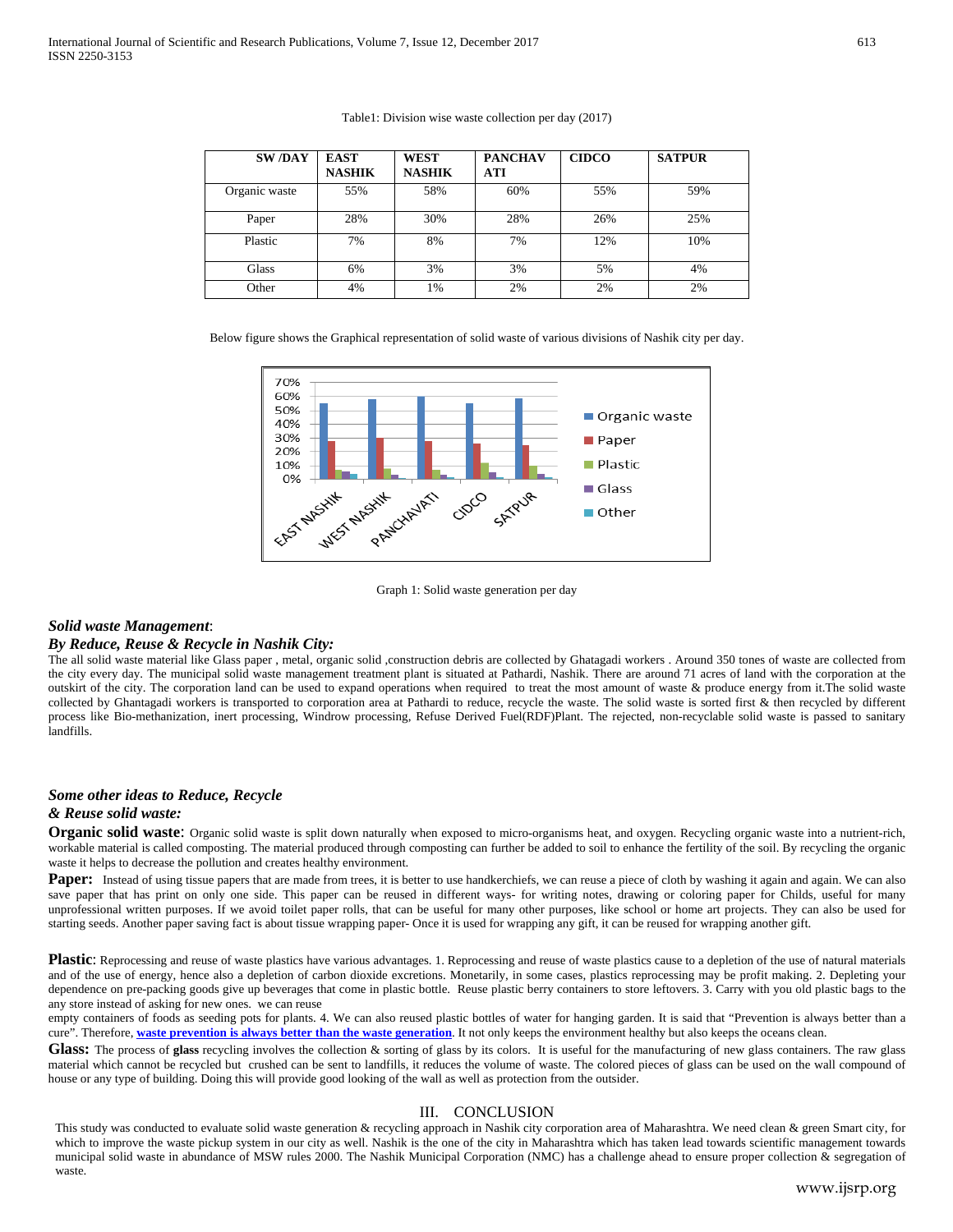Table1: Division wise waste collection per day (2017)

| SW /DAY | EAST NASHIK | WEST NASHIK | PANCHAVATI | CIDCO | SATPUR |
|---|---|---|---|---|---|
| Organic waste | 55% | 58% | 60% | 55% | 59% |
| Paper | 28% | 30% | 28% | 26% | 25% |
| Plastic | 7% | 8% | 7% | 12% | 10% |
| Glass | 6% | 3% | 3% | 5% | 4% |
| Other | 4% | 1% | 2% | 2% | 2% |

Below figure shows the Graphical representation of solid waste of various divisions of Nashik city per day.

Graph 1: Solid waste generation per day

### *Solid waste Management*:

### *By Reduce, Reuse & Recycle in Nashik City:*

The all solid waste material like Glass paper , metal, organic solid ,construction debris are collected by Ghatagadi workers . Around 350 tones of waste are collected from the city every day. The municipal solid waste management treatment plant is situated at Pathardi, Nashik. There are around 71 acres of land with the corporation at the outskirt of the city. The corporation land can be used to expand operations when required to treat the most amount of waste & produce energy from it.The solid waste collected by Ghantagadi workers is transported to corporation area at Pathardi to reduce, recycle the waste. The solid waste is sorted first & then recycled by different process like Bio-methanization, inert processing, Windrow processing, Refuse Derived Fuel(RDF)Plant. The rejected, non-recyclable solid waste is passed to sanitary landfills.

### *Some other ideas to Reduce, Recycle & Reuse solid waste:*

**Organic solid waste**: Organic solid waste is split down naturally when exposed to micro-organisms heat, and oxygen. Recycling organic waste into a nutrient-rich, workable material is called composting. The material produced through composting can further be added to soil to enhance the fertility of the soil. By recycling the organic waste it helps to decrease the pollution and creates healthy environment.

**Paper:** Instead of using tissue papers that are made from trees, it is better to use handkerchiefs, we can reuse a piece of cloth by washing it again and again. We can also save paper that has print on only one side. This paper can be reused in different ways- for writing notes, drawing or coloring paper for Childs, useful for many unprofessional written purposes. If we avoid toilet paper rolls, that can be useful for many other purposes, like school or home art projects. They can also be used for starting seeds. Another paper saving fact is about tissue wrapping paper- Once it is used for wrapping any gift, it can be reused for wrapping another gift.

**Plastic**: Reprocessing and reuse of waste plastics have various advantages. 1. Reprocessing and reuse of waste plastics cause to a depletion of the use of natural materials and of the use of energy, hence also a depletion of carbon dioxide excretions. Monetarily, in some cases, plastics reprocessing may be profit making. 2. Depleting your dependence on pre-packing goods give up beverages that come in plastic bottle. Reuse plastic berry containers to store leftovers. 3. Carry with you old plastic bags to the any store instead of asking for new ones. we can reuse empty containers of foods as seeding pots for plants. 4. We can also reused plastic bottles of water for hanging garden. It is said that "Prevention is always better than a cure". Therefore, **waste prevention is always better than the waste generation**. It not only keeps the environment healthy but also keeps the oceans clean.

**Glass:** The process of **glass** recycling involves the collection & sorting of glass by its colors. It is useful for the manufacturing of new glass containers. The raw glass material which cannot be recycled but crushed can be sent to landfills, it reduces the volume of waste. The colored pieces of glass can be used on the wall compound of house or any type of building. Doing this will provide good looking of the wall as well as protection from the outsider.

## III. CONCLUSION

This study was conducted to evaluate solid waste generation & recycling approach in Nashik city corporation area of Maharashtra. We need clean & green Smart city, for which to improve the waste pickup system in our city as well. Nashik is the one of the city in Maharashtra which has taken lead towards scientific management towards municipal solid waste in abundance of MSW rules 2000. The Nashik Municipal Corporation (NMC) has a challenge ahead to ensure proper collection & segregation of waste.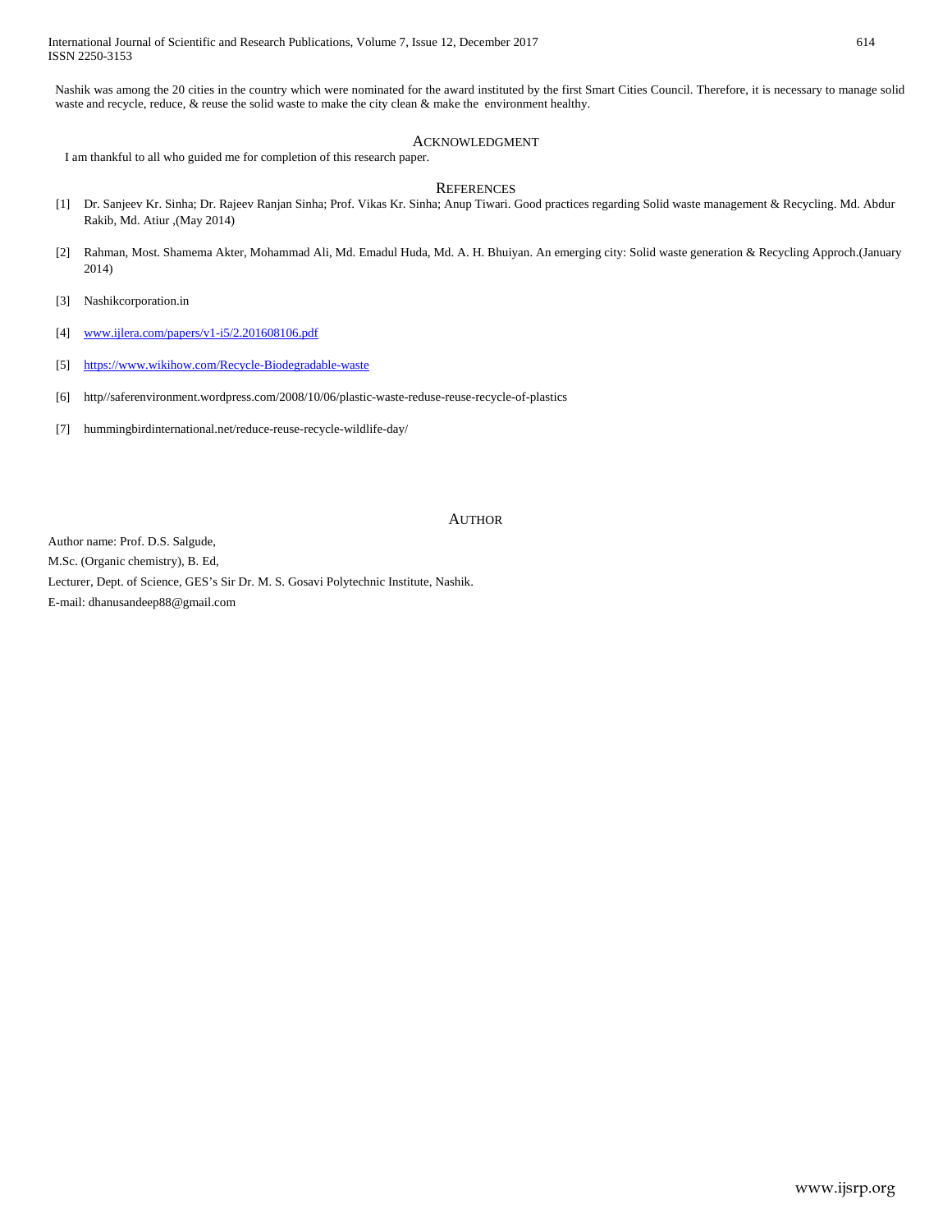Nashik was among the 20 cities in the country which were nominated for the award instituted by the first Smart Cities Council. Therefore, it is necessary to manage solid waste and recycle, reduce, & reuse the solid waste to make the city clean & make the environment healthy.

## Acknowledgment

I am thankful to all who guided me for completion of this research paper.

## References

[1] Dr. Sanjeev Kr. Sinha; Dr. Rajeev Ranjan Sinha; Prof. Vikas Kr. Sinha; Anup Tiwari. Good practices regarding Solid waste management & Recycling. Md. Abdur Rakib, Md. Atiur ,(May 2014)

[2] Rahman, Most. Shamema Akter, Mohammad Ali, Md. Emadul Huda, Md. A. H. Bhuiyan. An emerging city: Solid waste generation & Recycling Approch.(January 2014)

[3] Nashikcorporation.in

[4] www.ijlera.com/papers/v1-i5/2.201608106.pdf

[5] https://www.wikihow.com/Recycle-Biodegradable-waste

[6] http//saferenvironment.wordpress.com/2008/10/06/plastic-waste-reduse-reuse-recycle-of-plastics

[7] hummingbirdinternational.net/reduce-reuse-recycle-wildlife-day/

## Author

Author name: Prof. D.S. Salgude,

M.Sc. (Organic chemistry), B. Ed,

Lecturer, Dept. of Science, GES's Sir Dr. M. S. Gosavi Polytechnic Institute, Nashik.

E-mail: dhanusandeep88@gmail.com